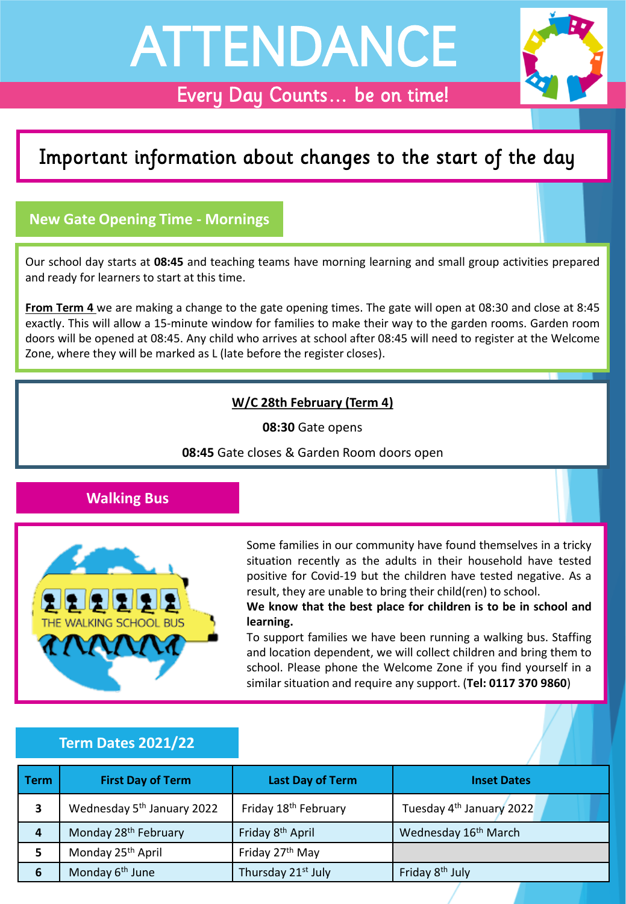# ATTENDANCE

Every Day Counts… be on time!

## Important information about changes to the start of the day

### New Gate Opening Time - Mornings

Our school day starts at **08:45** and teaching teams have morning learning and small group activities prepared and ready for learners to start at this time.

**From Term 4** we are making a change to the gate opening times. The gate will open at 08:30 and close at 8:45 exactly. This will allow a 15-minute window for families to make their way to the garden rooms. Garden room doors will be opened at 08:45. Any child who arrives at school after 08:45 will need to register at the Welcome Zone, where they will be marked as L (late before the register closes).

**W/C 28th February (Term 4)**

**08:30** Gate opens

**08:45** Gate closes & Garden Room doors open

### Walking Bus

Some families in our community have found themselves in a tricky situation recently as the adults in their household have tested positive for Covid-19 but the children have tested negative. As a result, they are unable to bring their child(ren) to school.

**We know that the best place for children is to be in school and learning.**

To support families we have been running a walking bus. Staffing and location dependent, we will collect children and bring them to school. Please phone the Welcome Zone if you find yourself in a similar situation and require any support. (**Tel: 0117 370 9860**)

### Term Dates 2021/22

| Term | First Day of Term | Last Day of Term | Inset Dates |
| --- | --- | --- | --- |
| **3** | Wednesday 5th January 2022 | Friday 18th February | Tuesday 4th January 2022 |
| **4** | Monday 28th February | Friday 8th April | Wednesday 16th March |
| **5** | Monday 25th April | Friday 27th May | |
| **6** | Monday 6th June | Thursday 21st July | Friday 8th July |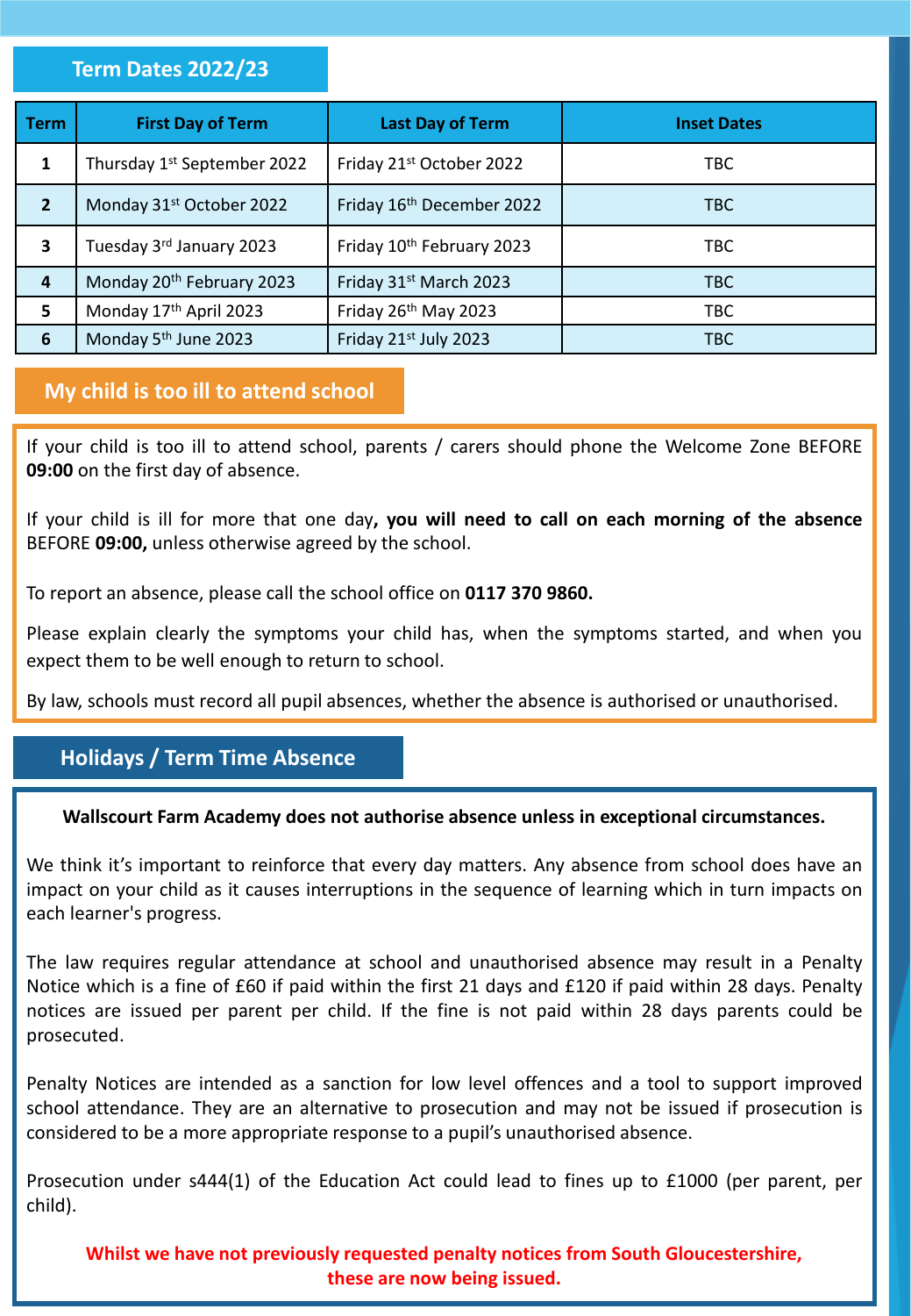## Term Dates 2022/23

| Term | First Day of Term | Last Day of Term | Inset Dates |
|---|---|---|---|
| 1 | Thursday 1st September 2022 | Friday 21st October 2022 | TBC |
| 2 | Monday 31st October 2022 | Friday 16th December 2022 | TBC |
| 3 | Tuesday 3rd January 2023 | Friday 10th February 2023 | TBC |
| 4 | Monday 20th February 2023 | Friday 31st March 2023 | TBC |
| 5 | Monday 17th April 2023 | Friday 26th May 2023 | TBC |
| 6 | Monday 5th June 2023 | Friday 21st July 2023 | TBC |

## My child is too ill to attend school

If your child is too ill to attend school, parents / carers should phone the Welcome Zone BEFORE **09:00** on the first day of absence.

If your child is ill for more that one day**, you will need to call on each morning of the absence** BEFORE **09:00,** unless otherwise agreed by the school.

To report an absence, please call the school office on **0117 370 9860.**

Please explain clearly the symptoms your child has, when the symptoms started, and when you expect them to be well enough to return to school.

By law, schools must record all pupil absences, whether the absence is authorised or unauthorised.

## Holidays / Term Time Absence

**Wallscourt Farm Academy does not authorise absence unless in exceptional circumstances.**

We think it's important to reinforce that every day matters. Any absence from school does have an impact on your child as it causes interruptions in the sequence of learning which in turn impacts on each learner's progress.

The law requires regular attendance at school and unauthorised absence may result in a Penalty Notice which is a fine of £60 if paid within the first 21 days and £120 if paid within 28 days. Penalty notices are issued per parent per child. If the fine is not paid within 28 days parents could be prosecuted.

Penalty Notices are intended as a sanction for low level offences and a tool to support improved school attendance. They are an alternative to prosecution and may not be issued if prosecution is considered to be a more appropriate response to a pupil's unauthorised absence.

Prosecution under s444(1) of the Education Act could lead to fines up to £1000 (per parent, per child).

**Whilst we have not previously requested penalty notices from South Gloucestershire, these are now being issued.**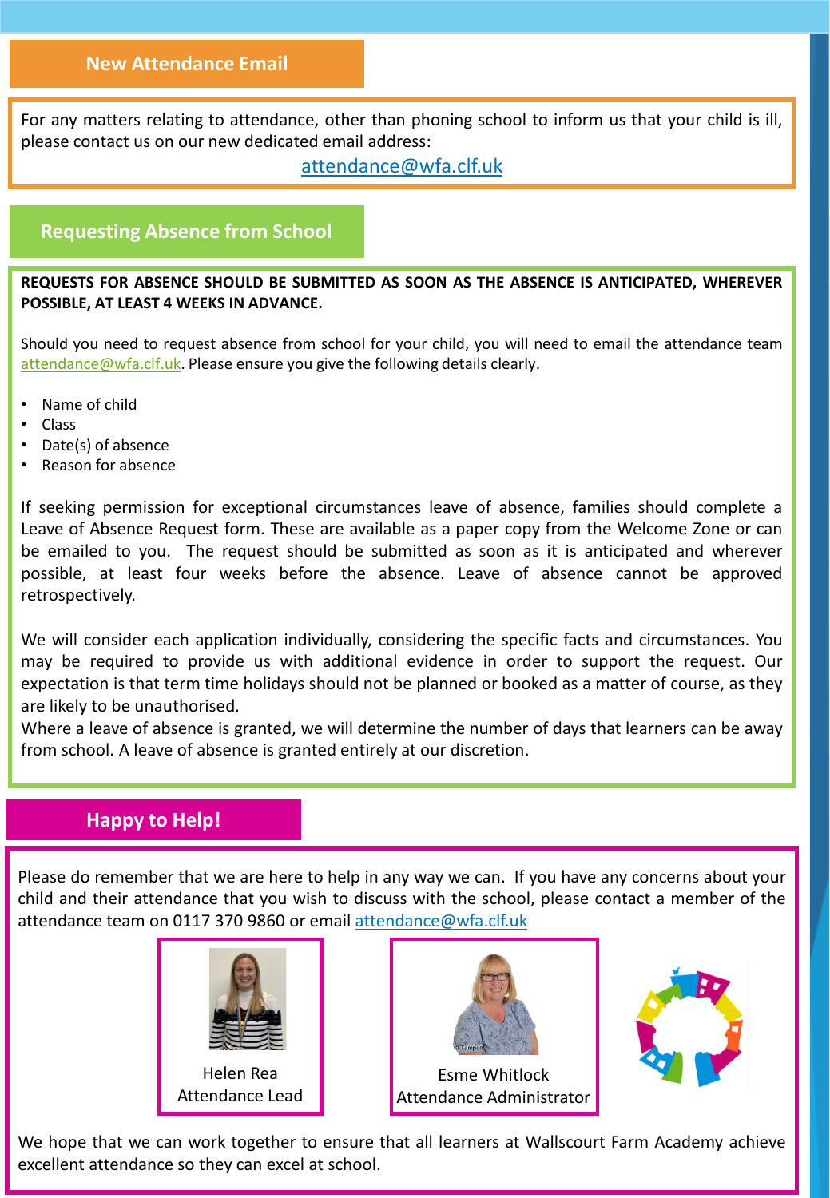## New Attendance Email

For any matters relating to attendance, other than phoning school to inform us that your child is ill, please contact us on our new dedicated email address:

attendance@wfa.clf.uk

## Requesting Absence from School

**REQUESTS FOR ABSENCE SHOULD BE SUBMITTED AS SOON AS THE ABSENCE IS ANTICIPATED, WHEREVER POSSIBLE, AT LEAST 4 WEEKS IN ADVANCE.**

Should you need to request absence from school for your child, you will need to email the attendance team attendance@wfa.clf.uk. Please ensure you give the following details clearly.

- Name of child
- Class
- Date(s) of absence
- Reason for absence

If seeking permission for exceptional circumstances leave of absence, families should complete a Leave of Absence Request form. These are available as a paper copy from the Welcome Zone or can be emailed to you. The request should be submitted as soon as it is anticipated and wherever possible, at least four weeks before the absence. Leave of absence cannot be approved retrospectively.

We will consider each application individually, considering the specific facts and circumstances. You may be required to provide us with additional evidence in order to support the request. Our expectation is that term time holidays should not be planned or booked as a matter of course, as they are likely to be unauthorised.
Where a leave of absence is granted, we will determine the number of days that learners can be away from school. A leave of absence is granted entirely at our discretion.

## Happy to Help!

Please do remember that we are here to help in any way we can. If you have any concerns about your child and their attendance that you wish to discuss with the school, please contact a member of the attendance team on 0117 370 9860 or email attendance@wfa.clf.uk

Helen Rea
Attendance Lead

Esme Whitlock
Attendance Administrator

We hope that we can work together to ensure that all learners at Wallscourt Farm Academy achieve excellent attendance so they can excel at school.